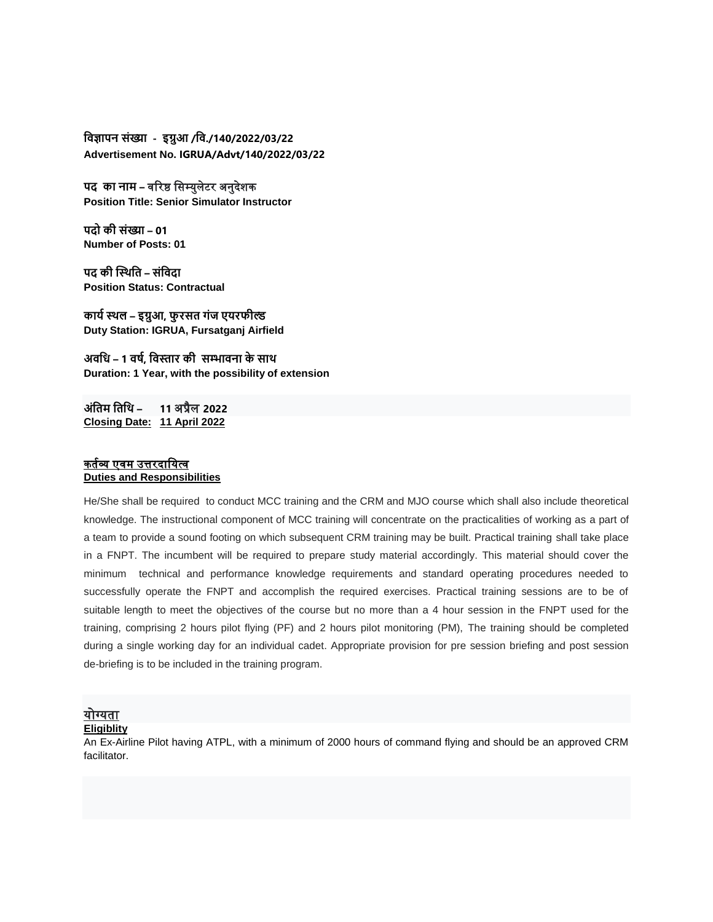**विज्ञापन संख्या - इग्रुआ /वि./140/2022/03/22**
**Advertisement No. IGRUA/Advt/140/2022/03/22**

**पद का नाम – वरिष्ठ सिम्युलेटर अनुदेशक**
**Position Title: Senior Simulator Instructor**

**पदो की संख्या – 01**
**Number of Posts: 01**

**पद की स्थिति – संविदा**
**Position Status: Contractual**

**कार्य स्थल – इग्रुआ, फुरसत गंज एयरफील्ड**
**Duty Station: IGRUA, Fursatganj Airfield**

**अवधि – 1 वर्ष, विस्तार की सम्भावना के साथ**
**Duration: 1 Year, with the possibility of extension**

**अंतिम तिथि – 11 अप्रैल 2022**
**Closing Date: 11 April 2022**

## कर्तव्य एवम उत्तरदायित्व
## Duties and Responsibilities

He/She shall be required to conduct MCC training and the CRM and MJO course which shall also include theoretical knowledge. The instructional component of MCC training will concentrate on the practicalities of working as a part of a team to provide a sound footing on which subsequent CRM training may be built. Practical training shall take place in a FNPT. The incumbent will be required to prepare study material accordingly. This material should cover the minimum technical and performance knowledge requirements and standard operating procedures needed to successfully operate the FNPT and accomplish the required exercises. Practical training sessions are to be of suitable length to meet the objectives of the course but no more than a 4 hour session in the FNPT used for the training, comprising 2 hours pilot flying (PF) and 2 hours pilot monitoring (PM), The training should be completed during a single working day for an individual cadet. Appropriate provision for pre session briefing and post session de-briefing is to be included in the training program.

## योग्यता
## Eligiblity

An Ex-Airline Pilot having ATPL, with a minimum of 2000 hours of command flying and should be an approved CRM facilitator.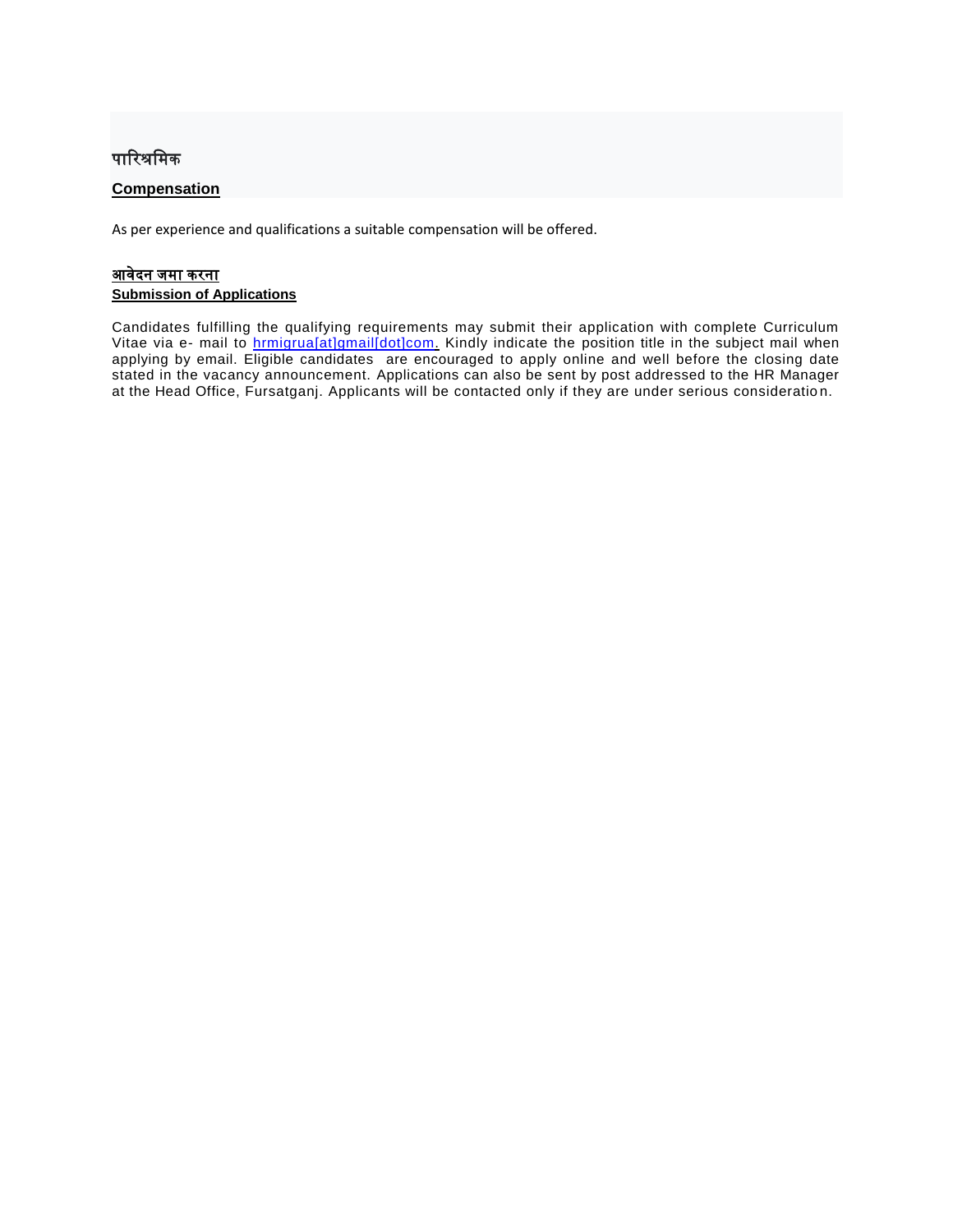## पारिश्रमिक

## Compensation

As per experience and qualifications a suitable compensation will be offered.

## आवेदन जमा करना

## Submission of Applications

Candidates fulfilling the qualifying requirements may submit their application with complete Curriculum Vitae via e- mail to hrmigrua[at]gmail[dot]com. Kindly indicate the position title in the subject mail when applying by email. Eligible candidates are encouraged to apply online and well before the closing date stated in the vacancy announcement. Applications can also be sent by post addressed to the HR Manager at the Head Office, Fursatganj. Applicants will be contacted only if they are under serious consideration.